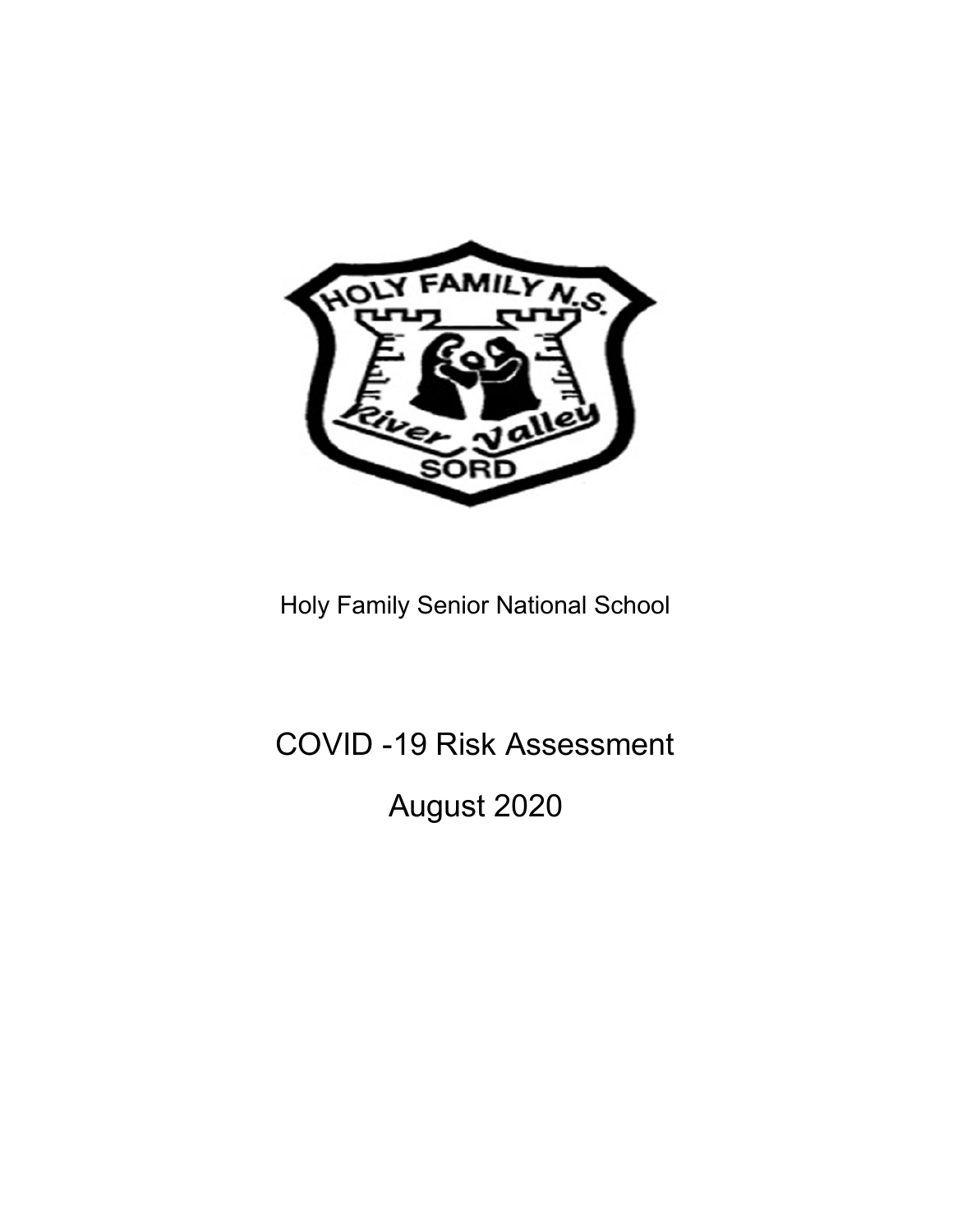Holy Family Senior National School

# COVID -19 Risk Assessment

## August 2020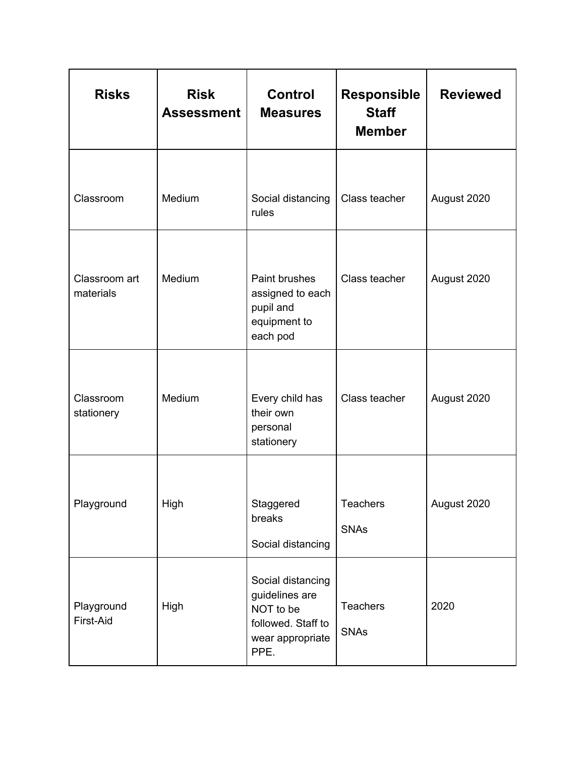| Risks | Risk Assessment | Control Measures | Responsible Staff Member | Reviewed |
|---|---|---|---|---|
| Classroom | Medium | Social distancing rules | Class teacher | August 2020 |
| Classroom art materials | Medium | Paint brushes assigned to each pupil and equipment to each pod | Class teacher | August 2020 |
| Classroom stationery | Medium | Every child has their own personal stationery | Class teacher | August 2020 |
| Playground | High | Staggered breaks<br>Social distancing | Teachers<br>SNAs | August 2020 |
| Playground First-Aid | High | Social distancing guidelines are NOT to be followed. Staff to wear appropriate PPE. | Teachers<br>SNAs | 2020 |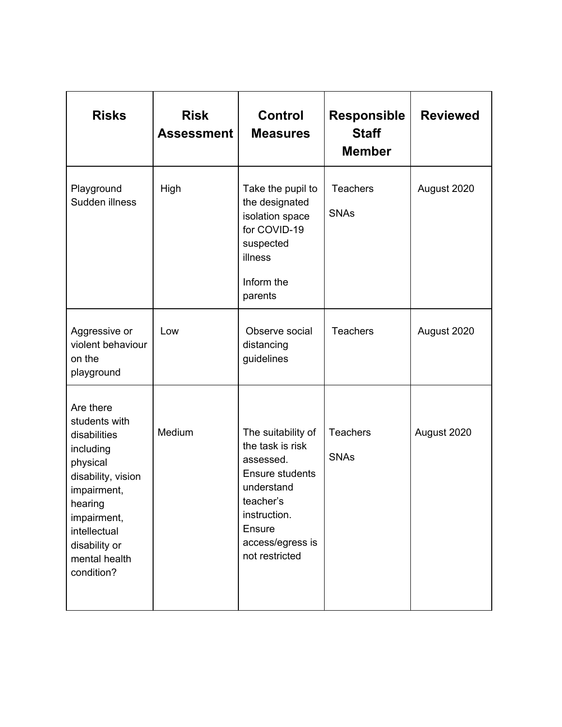| Risks | Risk Assessment | Control Measures | Responsible Staff Member | Reviewed |
|---|---|---|---|---|
| Playground Sudden illness | High | Take the pupil to the designated isolation space for COVID-19 suspected illness<br><br>Inform the parents | Teachers<br><br>SNAs | August 2020 |
| Aggressive or violent behaviour on the playground | Low | Observe social distancing guidelines | Teachers | August 2020 |
| Are there students with disabilities including physical disability, vision impairment, hearing impairment, intellectual disability or mental health condition? | Medium | The suitability of the task is risk assessed. Ensure students understand teacher's instruction. Ensure access/egress is not restricted | Teachers<br><br>SNAs | August 2020 |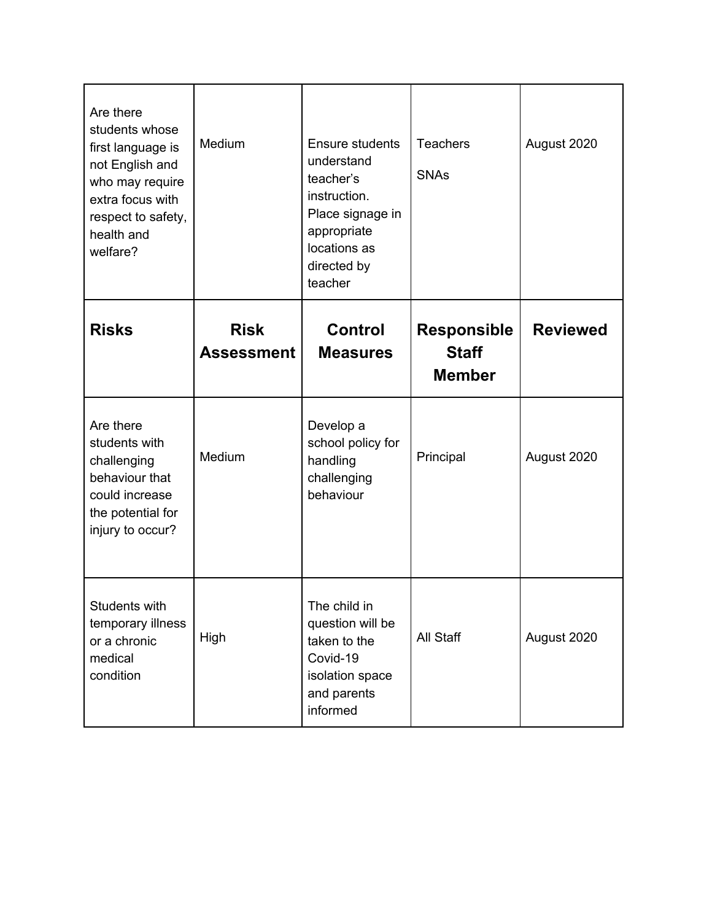| Are there students whose first language is not English and who may require extra focus with respect to safety, health and welfare? | Medium | Ensure students understand teacher's instruction. Place signage in appropriate locations as directed by teacher | Teachers<br><br>SNAs | August 2020 |
|---|---|---|---|---|
| **Risks** | **Risk Assessment** | **Control Measures** | **Responsible Staff Member** | **Reviewed** |
| Are there students with challenging behaviour that could increase the potential for injury to occur? | Medium | Develop a school policy for handling challenging behaviour | Principal | August 2020 |
| Students with temporary illness or a chronic medical condition | High | The child in question will be taken to the Covid-19 isolation space and parents informed | All Staff | August 2020 |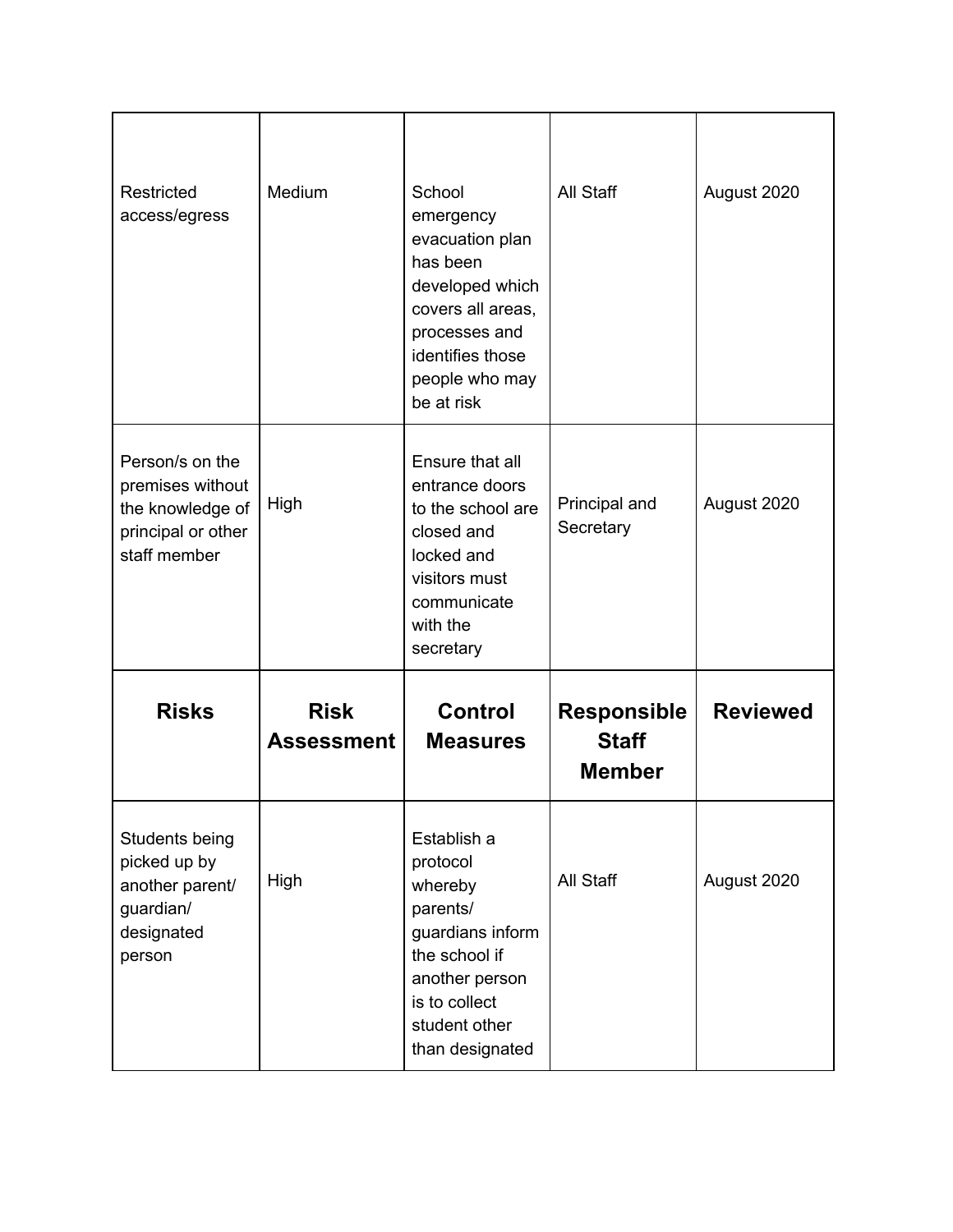| Risks | Risk Assessment | Control Measures | Responsible Staff Member | Reviewed |
|---|---|---|---|---|
| Restricted access/egress | Medium | School emergency evacuation plan has been developed which covers all areas, processes and identifies those people who may be at risk | All Staff | August 2020 |
| Person/s on the premises without the knowledge of principal or other staff member | High | Ensure that all entrance doors to the school are closed and locked and visitors must communicate with the secretary | Principal and Secretary | August 2020 |
| **Risks** | **Risk Assessment** | **Control Measures** | **Responsible Staff Member** | **Reviewed** |
| Students being picked up by another parent/ guardian/ designated person | High | Establish a protocol whereby parents/ guardians inform the school if another person is to collect student other than designated | All Staff | August 2020 |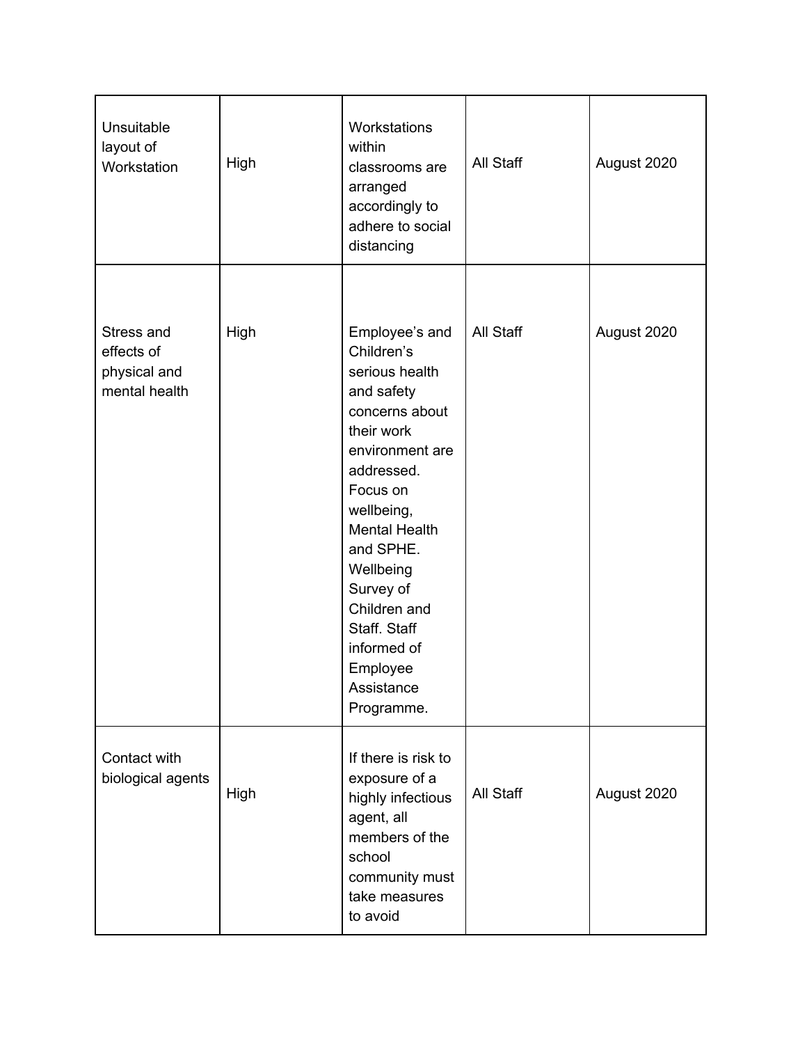| | | | | |
|---|---|---|---|---|
| Unsuitable layout of Workstation | High | Workstations within classrooms are arranged accordingly to adhere to social distancing | All Staff | August 2020 |
| Stress and effects of physical and mental health | High | Employee's and Children's serious health and safety concerns about their work environment are addressed. Focus on wellbeing, Mental Health and SPHE. Wellbeing Survey of Children and Staff. Staff informed of Employee Assistance Programme. | All Staff | August 2020 |
| Contact with biological agents | High | If there is risk to exposure of a highly infectious agent, all members of the school community must take measures to avoid | All Staff | August 2020 |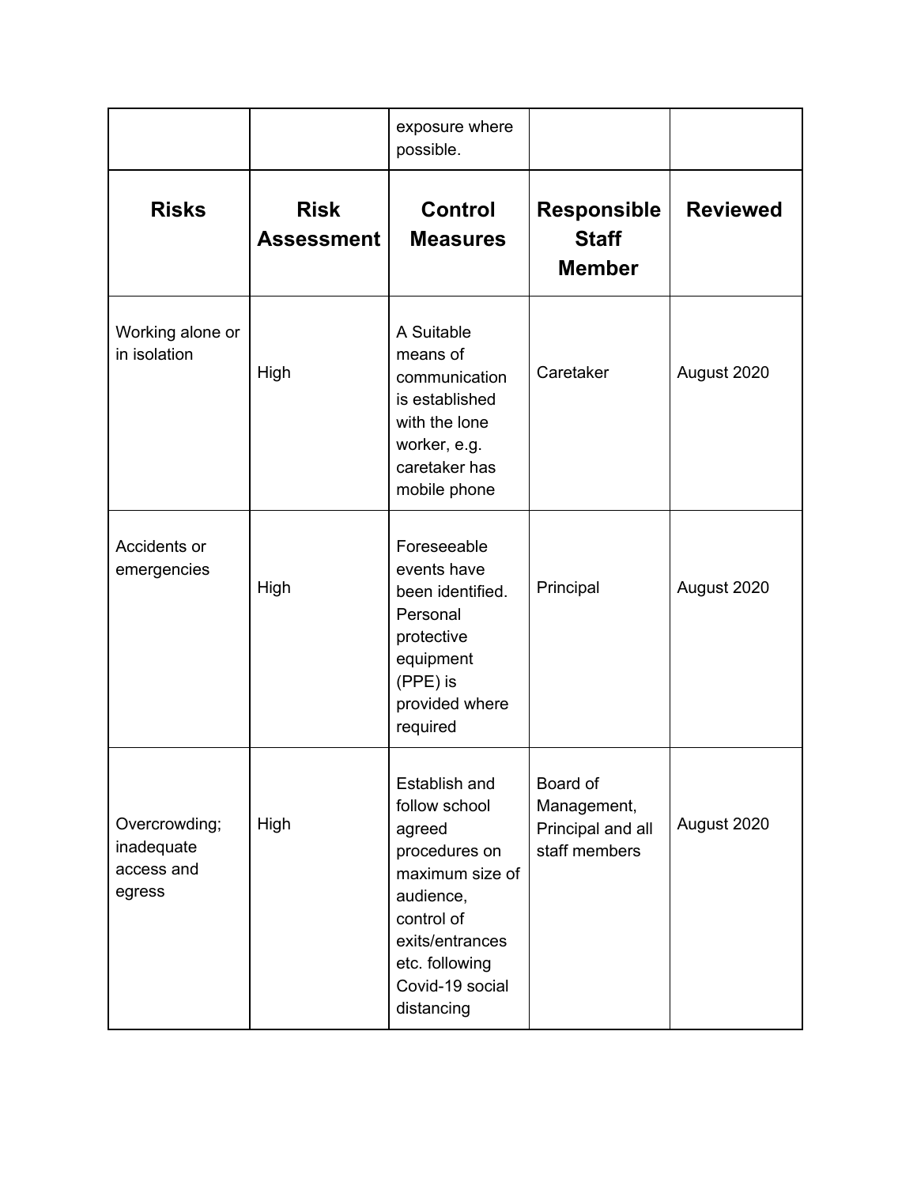| | | exposure where possible. | | |
|---|---|---|---|---|
| **Risks** | **Risk Assessment** | **Control Measures** | **Responsible Staff Member** | **Reviewed** |
| Working alone or in isolation | High | A Suitable means of communication is established with the lone worker, e.g. caretaker has mobile phone | Caretaker | August 2020 |
| Accidents or emergencies | High | Foreseeable events have been identified. Personal protective equipment (PPE) is provided where required | Principal | August 2020 |
| Overcrowding; inadequate access and egress | High | Establish and follow school agreed procedures on maximum size of audience, control of exits/entrances etc. following Covid-19 social distancing | Board of Management, Principal and all staff members | August 2020 |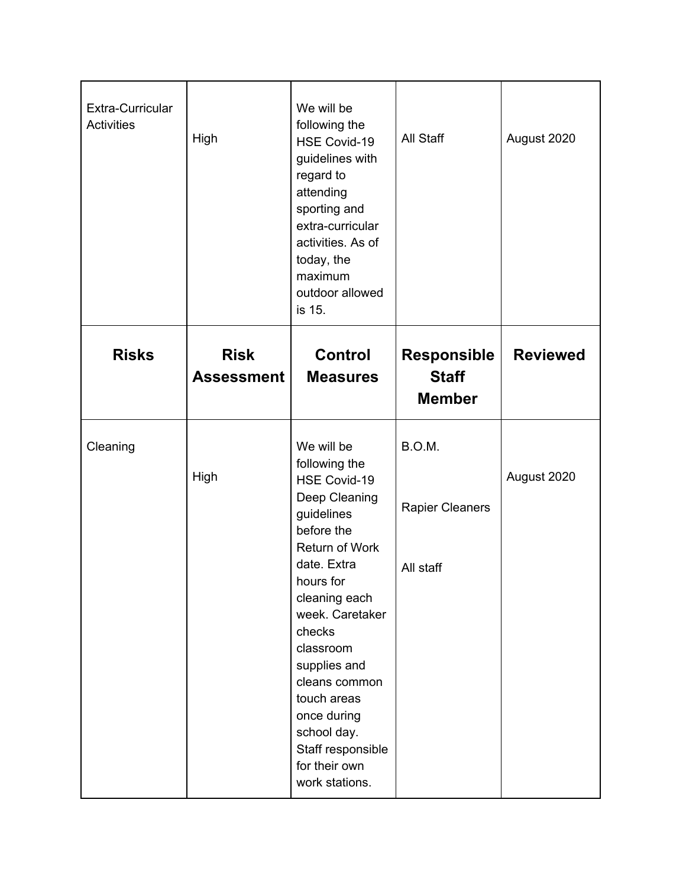| Risks | Risk Assessment | Control Measures | Responsible Staff Member | Reviewed |
| --- | --- | --- | --- | --- |
| Extra-Curricular Activities | High | We will be following the HSE Covid-19 guidelines with regard to attending sporting and extra-curricular activities. As of today, the maximum outdoor allowed is 15. | All Staff | August 2020 |
| Cleaning | High | We will be following the HSE Covid-19 Deep Cleaning guidelines before the Return of Work date. Extra hours for cleaning each week. Caretaker checks classroom supplies and cleans common touch areas once during school day. Staff responsible for their own work stations. | B.O.M.<br><br>Rapier Cleaners<br><br>All staff | August 2020 |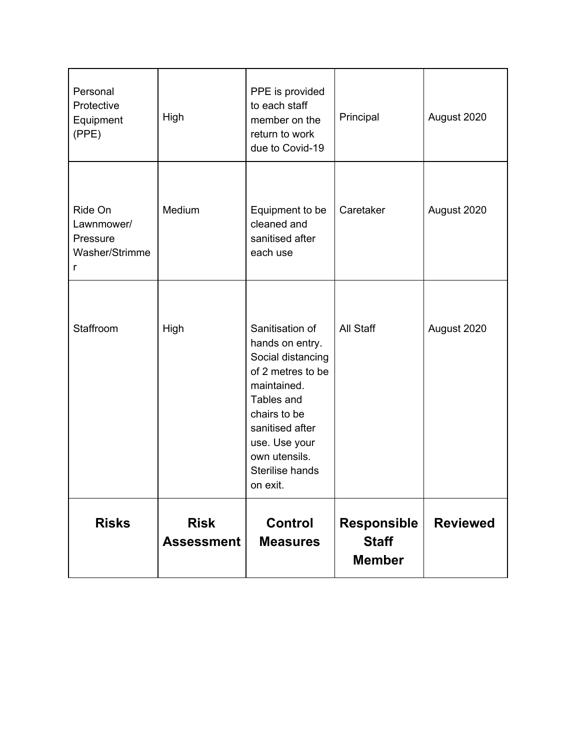| Personal Protective Equipment (PPE) | High | PPE is provided to each staff member on the return to work due to Covid-19 | Principal | August 2020 |
|---|---|---|---|---|
| Ride On Lawnmower/ Pressure Washer/Strimmer | Medium | Equipment to be cleaned and sanitised after each use | Caretaker | August 2020 |
| Staffroom | High | Sanitisation of hands on entry. Social distancing of 2 metres to be maintained. Tables and chairs to be sanitised after use. Use your own utensils. Sterilise hands on exit. | All Staff | August 2020 |
| **Risks** | **Risk Assessment** | **Control Measures** | **Responsible Staff Member** | **Reviewed** |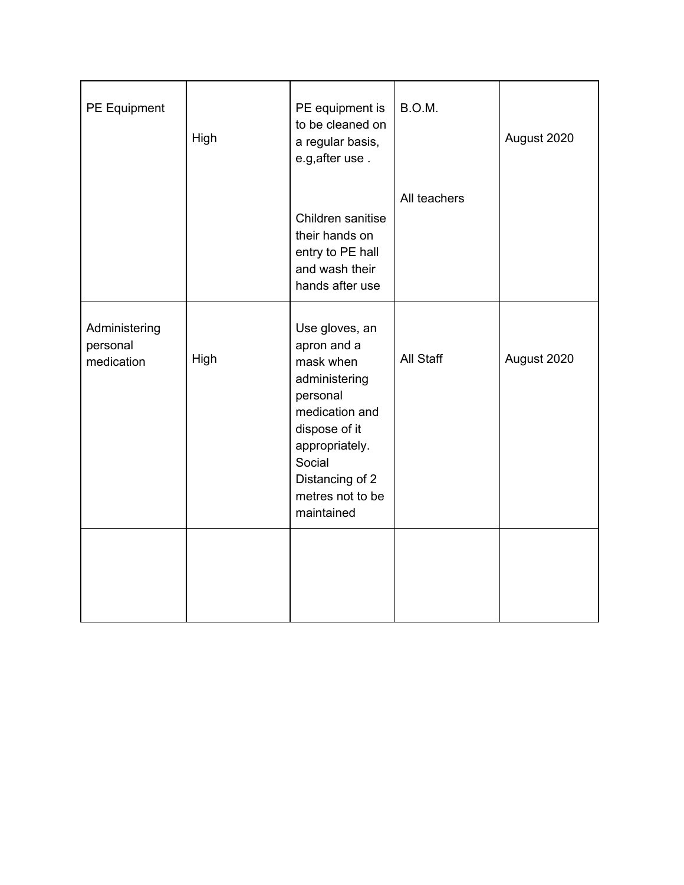| | | | | |
|---|---|---|---|---|
| PE Equipment | High | PE equipment is to be cleaned on a regular basis, e.g,after use .<br><br>Children sanitise their hands on entry to PE hall and wash their hands after use | B.O.M.<br><br>All teachers | August 2020 |
| Administering personal medication | High | Use gloves, an apron and a mask when administering personal medication and dispose of it appropriately. Social Distancing of 2 metres not to be maintained | All Staff | August 2020 |
| | | | | |